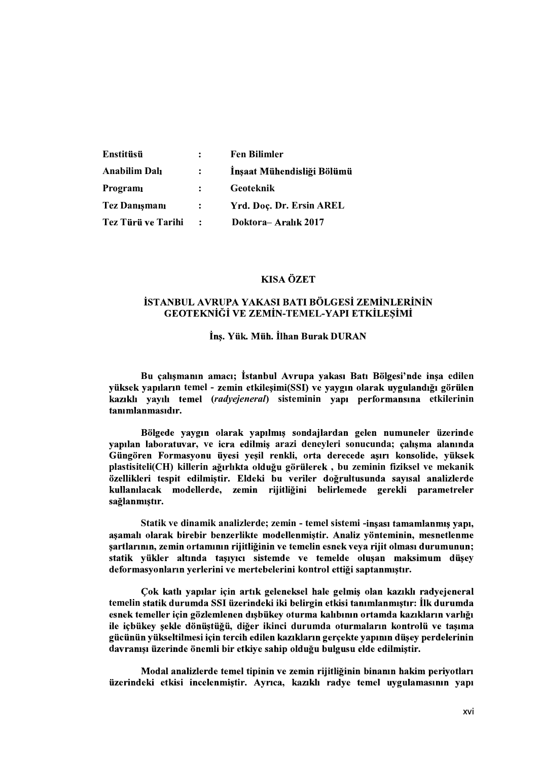| | | |
|---|---|---|
| **Enstitüsü** | **:** | **Fen Bilimler** |
| **Anabilim Dalı** | **:** | **İnşaat Mühendisliği Bölümü** |
| **Programı** | **:** | **Geoteknik** |
| **Tez Danışmanı** | **:** | **Yrd. Doç. Dr. Ersin AREL** |
| **Tez Türü ve Tarihi** | **:** | **Doktora– Aralık 2017** |

## KISA ÖZET

### İSTANBUL AVRUPA YAKASI BATI BÖLGESİ ZEMİNLERİNİN GEOTEKNİĞİ VE ZEMİN-TEMEL-YAPI ETKİLEŞİMİ

**İnş. Yük. Müh. İlhan Burak DURAN**

**Bu çalışmanın amacı; İstanbul Avrupa yakası Batı Bölgesi'nde inşa edilen yüksek yapıların temel - zemin etkileşimi(SSI) ve yaygın olarak uygulandığı görülen kazıklı yayılı temel (*radyejeneral*) sisteminin yapı performansına etkilerinin tanımlanmasıdır.**

**Bölgede yaygın olarak yapılmış sondajlardan gelen numuneler üzerinde yapılan laboratuvar, ve icra edilmiş arazi deneyleri sonucunda; çalışma alanında Güngören Formasyonu üyesi yeşil renkli, orta derecede aşırı konsolide, yüksek plastisiteli(CH) killerin ağırlıkta olduğu görülerek , bu zeminin fiziksel ve mekanik özellikleri tespit edilmiştir. Eldeki bu veriler doğrultusunda sayısal analizlerde kullanılacak modellerde, zemin rijitliğini belirlemede gerekli parametreler sağlanmıştır.**

**Statik ve dinamik analizlerde; zemin - temel sistemi -inşası tamamlanmış yapı, aşamalı olarak birebir benzerlikte modellenmiştir. Analiz yönteminin, mesnetlenme şartlarının, zemin ortamının rijitliğinin ve temelin esnek veya rijit olması durumunun; statik yükler altında taşıyıcı sistemde ve temelde oluşan maksimum düşey deformasyonların yerlerini ve mertebelerini kontrol ettiği saptanmıştır.**

**Çok katlı yapılar için artık geleneksel hale gelmiş olan kazıklı radyejeneral temelin statik durumda SSI üzerindeki iki belirgin etkisi tanımlanmıştır: İlk durumda esnek temeller için gözlemlenen dışbükey oturma kalıbının ortamda kazıkların varlığı ile içbükey şekle dönüştüğü, diğer ikinci durumda oturmaların kontrolü ve taşıma gücünün yükseltilmesi için tercih edilen kazıkların gerçekte yapının düşey perdelerinin davranışı üzerinde önemli bir etkiye sahip olduğu bulgusu elde edilmiştir.**

**Modal analizlerde temel tipinin ve zemin rijitliğinin binanın hakim periyotları üzerindeki etkisi incelenmiştir. Ayrıca, kazıklı radye temel uygulamasının yapı**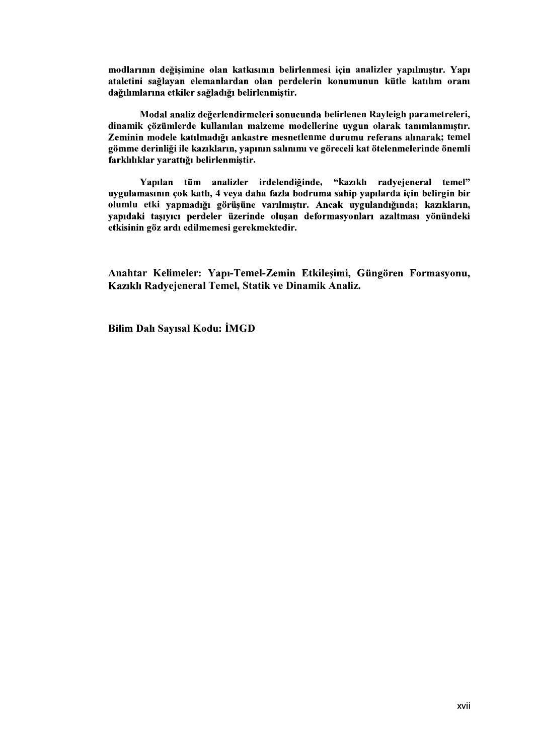**modlarının değişimine olan katkısının belirlenmesi için analizler yapılmıştır. Yapı ataletini sağlayan elemanlardan olan perdelerin konumunun kütle katılım oranı dağılımlarına etkiler sağladığı belirlenmiştir.**

**Modal analiz değerlendirmeleri sonucunda belirlenen Rayleigh parametreleri, dinamik çözümlerde kullanılan malzeme modellerine uygun olarak tanımlanmıştır. Zeminin modele katılmadığı ankastre mesnetlenme durumu referans alınarak; temel gömme derinliği ile kazıkların, yapının salınımı ve göreceli kat ötelenmelerinde önemli farklılıklar yarattığı belirlenmiştir.**

**Yapılan tüm analizler irdelendiğinde, "kazıklı radyejeneral temel" uygulamasının çok katlı, 4 veya daha fazla bodruma sahip yapılarda için belirgin bir olumlu etki yapmadığı görüşüne varılmıştır. Ancak uygulandığında; kazıkların, yapıdaki taşıyıcı perdeler üzerinde oluşan deformasyonları azaltması yönündeki etkisinin göz ardı edilmemesi gerekmektedir.**

**Anahtar Kelimeler: Yapı-Temel-Zemin Etkileşimi, Güngören Formasyonu, Kazıklı Radyejeneral Temel, Statik ve Dinamik Analiz.**

**Bilim Dalı Sayısal Kodu: İMGD**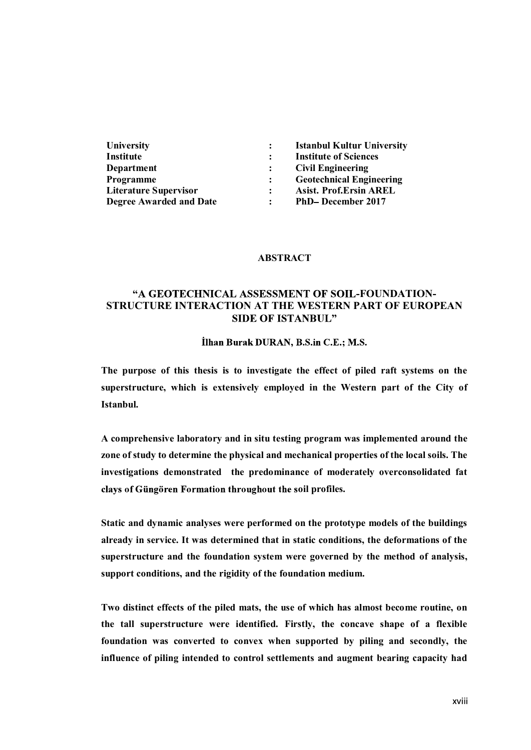| | | |
|---|---|---|
| **University** | **:** | **Istanbul Kultur University** |
| **Institute** | **:** | **Institute of Sciences** |
| **Department** | **:** | **Civil Engineering** |
| **Programme** | **:** | **Geotechnical Engineering** |
| **Literature Supervisor** | **:** | **Asist. Prof.Ersin AREL** |
| **Degree Awarded and Date** | **:** | **PhD– December 2017** |

## ABSTRACT

## "A GEOTECHNICAL ASSESSMENT OF SOIL-FOUNDATION-STRUCTURE INTERACTION AT THE WESTERN PART OF EUROPEAN SIDE OF ISTANBUL"

**İlhan Burak DURAN, B.S.in C.E.; M.S.**

**The purpose of this thesis is to investigate the effect of piled raft systems on the superstructure, which is extensively employed in the Western part of the City of Istanbul.**

**A comprehensive laboratory and in situ testing program was implemented around the zone of study to determine the physical and mechanical properties of the local soils. The investigations demonstrated the predominance of moderately overconsolidated fat clays of Güngören Formation throughout the soil profiles.**

**Static and dynamic analyses were performed on the prototype models of the buildings already in service. It was determined that in static conditions, the deformations of the superstructure and the foundation system were governed by the method of analysis, support conditions, and the rigidity of the foundation medium.**

**Two distinct effects of the piled mats, the use of which has almost become routine, on the tall superstructure were identified. Firstly, the concave shape of a flexible foundation was converted to convex when supported by piling and secondly, the influence of piling intended to control settlements and augment bearing capacity had**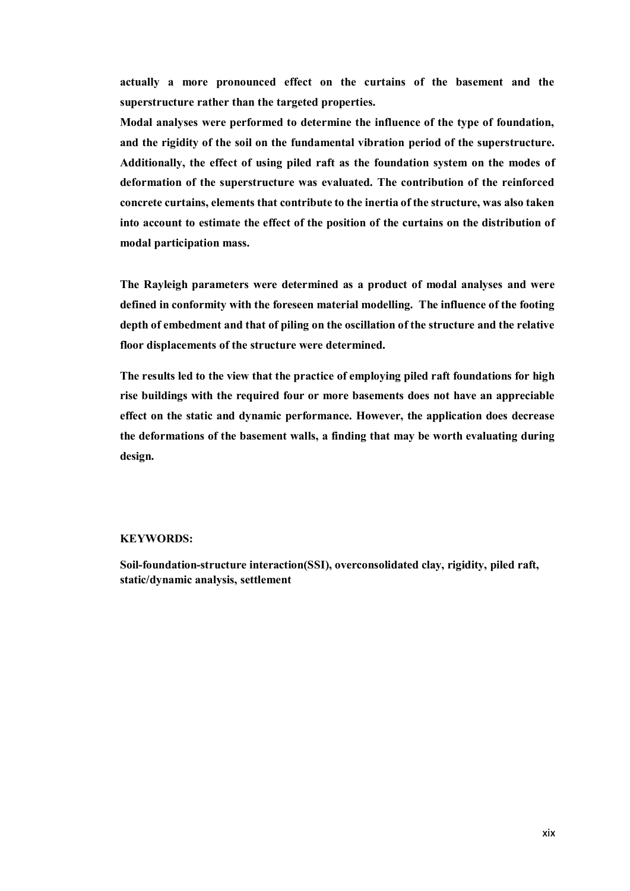**actually a more pronounced effect on the curtains of the basement and the superstructure rather than the targeted properties.**

**Modal analyses were performed to determine the influence of the type of foundation, and the rigidity of the soil on the fundamental vibration period of the superstructure. Additionally, the effect of using piled raft as the foundation system on the modes of deformation of the superstructure was evaluated. The contribution of the reinforced concrete curtains, elements that contribute to the inertia of the structure, was also taken into account to estimate the effect of the position of the curtains on the distribution of modal participation mass.**

**The Rayleigh parameters were determined as a product of modal analyses and were defined in conformity with the foreseen material modelling. The influence of the footing depth of embedment and that of piling on the oscillation of the structure and the relative floor displacements of the structure were determined.**

**The results led to the view that the practice of employing piled raft foundations for high rise buildings with the required four or more basements does not have an appreciable effect on the static and dynamic performance. However, the application does decrease the deformations of the basement walls, a finding that may be worth evaluating during design.**

**KEYWORDS:**

**Soil-foundation-structure interaction(SSI), overconsolidated clay, rigidity, piled raft, static/dynamic analysis, settlement**